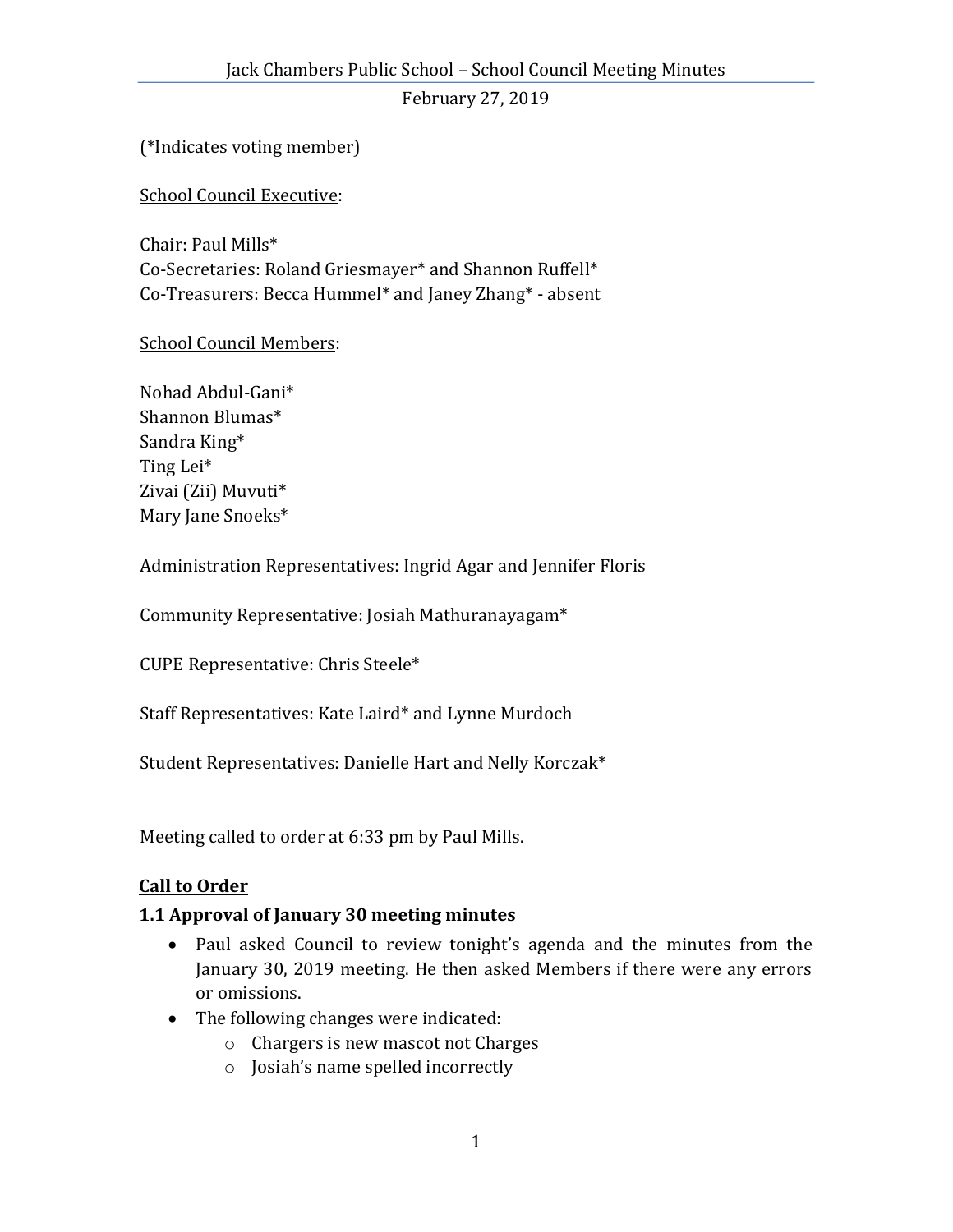# Jack Chambers Public School – School Council Meeting Minutes

February 27, 2019

(*Indicates voting member)

School Council Executive:

Chair: Paul Mills*
Co-Secretaries: Roland Griesmayer* and Shannon Ruffell*
Co-Treasurers: Becca Hummel* and Janey Zhang* - absent

School Council Members:

Nohad Abdul-Gani*
Shannon Blumas*
Sandra King*
Ting Lei*
Zivai (Zii) Muvuti*
Mary Jane Snoeks*

Administration Representatives: Ingrid Agar and Jennifer Floris

Community Representative: Josiah Mathuranayagam*

CUPE Representative: Chris Steele*

Staff Representatives: Kate Laird* and Lynne Murdoch

Student Representatives: Danielle Hart and Nelly Korczak*

Meeting called to order at 6:33 pm by Paul Mills.

## Call to Order

### 1.1 Approval of January 30 meeting minutes

- Paul asked Council to review tonight's agenda and the minutes from the January 30, 2019 meeting. He then asked Members if there were any errors or omissions.
- The following changes were indicated:
    - Chargers is new mascot not Charges
    - Josiah's name spelled incorrectly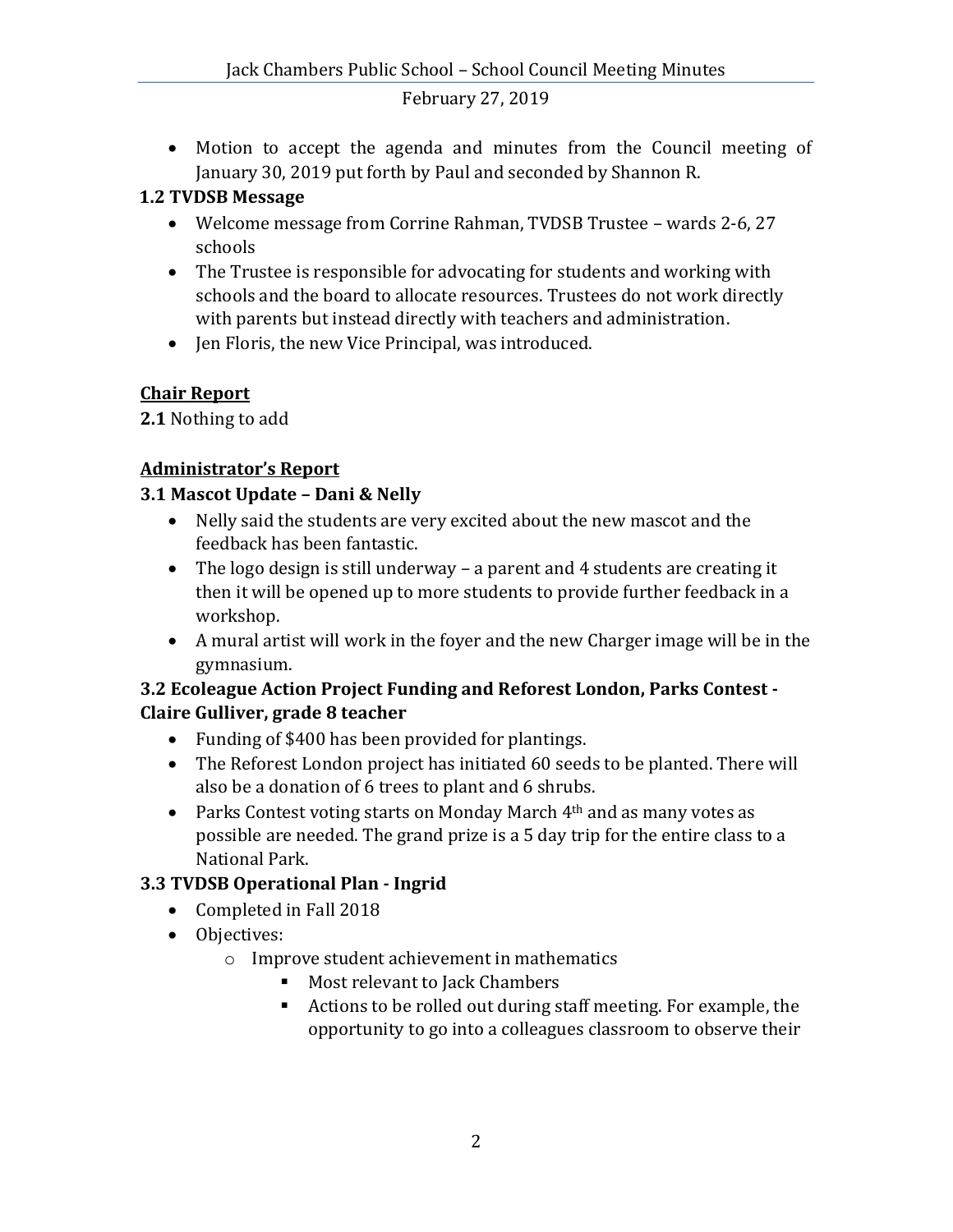- Motion to accept the agenda and minutes from the Council meeting of January 30, 2019 put forth by Paul and seconded by Shannon R.

### 1.2 TVDSB Message

- Welcome message from Corrine Rahman, TVDSB Trustee – wards 2-6, 27 schools
- The Trustee is responsible for advocating for students and working with schools and the board to allocate resources. Trustees do not work directly with parents but instead directly with teachers and administration.
- Jen Floris, the new Vice Principal, was introduced.

## Chair Report

**2.1** Nothing to add

## Administrator's Report

### 3.1 Mascot Update – Dani & Nelly

- Nelly said the students are very excited about the new mascot and the feedback has been fantastic.
- The logo design is still underway – a parent and 4 students are creating it then it will be opened up to more students to provide further feedback in a workshop.
- A mural artist will work in the foyer and the new Charger image will be in the gymnasium.

### 3.2 Ecoleague Action Project Funding and Reforest London, Parks Contest - Claire Gulliver, grade 8 teacher

- Funding of $400 has been provided for plantings.
- The Reforest London project has initiated 60 seeds to be planted. There will also be a donation of 6 trees to plant and 6 shrubs.
- Parks Contest voting starts on Monday March 4th and as many votes as possible are needed. The grand prize is a 5 day trip for the entire class to a National Park.

### 3.3 TVDSB Operational Plan - Ingrid

- Completed in Fall 2018
- Objectives:
  - Improve student achievement in mathematics
    - Most relevant to Jack Chambers
    - Actions to be rolled out during staff meeting. For example, the opportunity to go into a colleagues classroom to observe their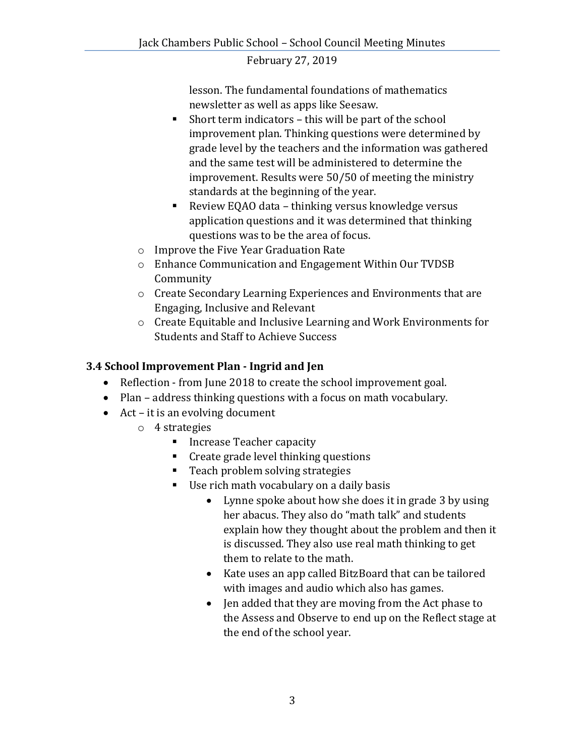lesson. The fundamental foundations of mathematics newsletter as well as apps like Seesaw.

    - Short term indicators – this will be part of the school improvement plan. Thinking questions were determined by grade level by the teachers and the information was gathered and the same test will be administered to determine the improvement. Results were 50/50 of meeting the ministry standards at the beginning of the year.
    - Review EQAO data – thinking versus knowledge versus application questions and it was determined that thinking questions was to be the area of focus.
  - Improve the Five Year Graduation Rate
  - Enhance Communication and Engagement Within Our TVDSB Community
  - Create Secondary Learning Experiences and Environments that are Engaging, Inclusive and Relevant
  - Create Equitable and Inclusive Learning and Work Environments for Students and Staff to Achieve Success

### 3.4 School Improvement Plan - Ingrid and Jen

- Reflection - from June 2018 to create the school improvement goal.
- Plan – address thinking questions with a focus on math vocabulary.
- Act – it is an evolving document
  - 4 strategies
    - Increase Teacher capacity
    - Create grade level thinking questions
    - Teach problem solving strategies
    - Use rich math vocabulary on a daily basis
      - Lynne spoke about how she does it in grade 3 by using her abacus. They also do "math talk" and students explain how they thought about the problem and then it is discussed. They also use real math thinking to get them to relate to the math.
      - Kate uses an app called BitzBoard that can be tailored with images and audio which also has games.
      - Jen added that they are moving from the Act phase to the Assess and Observe to end up on the Reflect stage at the end of the school year.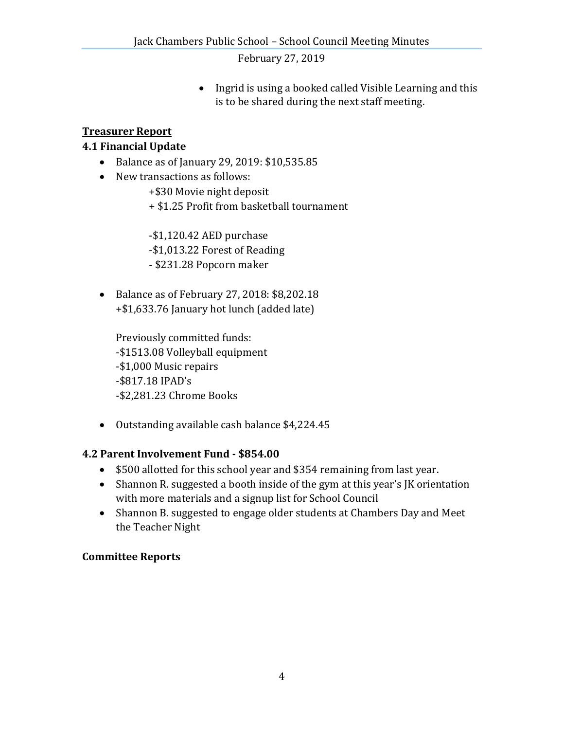- Ingrid is using a booked called Visible Learning and this is to be shared during the next staff meeting.

## Treasurer Report

### 4.1 Financial Update

- Balance as of January 29, 2019: $10,535.85
- New transactions as follows:

  +$30 Movie night deposit
  + $1.25 Profit from basketball tournament

  -$1,120.42 AED purchase
  -$1,013.22 Forest of Reading
  - $231.28 Popcorn maker

- Balance as of February 27, 2018: $8,202.18
  +$1,633.76 January hot lunch (added late)

  Previously committed funds:
  -$1513.08 Volleyball equipment
  -$1,000 Music repairs
  -$817.18 IPAD's
  -$2,281.23 Chrome Books

- Outstanding available cash balance $4,224.45

### 4.2 Parent Involvement Fund - $854.00

- $500 allotted for this school year and $354 remaining from last year.
- Shannon R. suggested a booth inside of the gym at this year's JK orientation with more materials and a signup list for School Council
- Shannon B. suggested to engage older students at Chambers Day and Meet the Teacher Night

## Committee Reports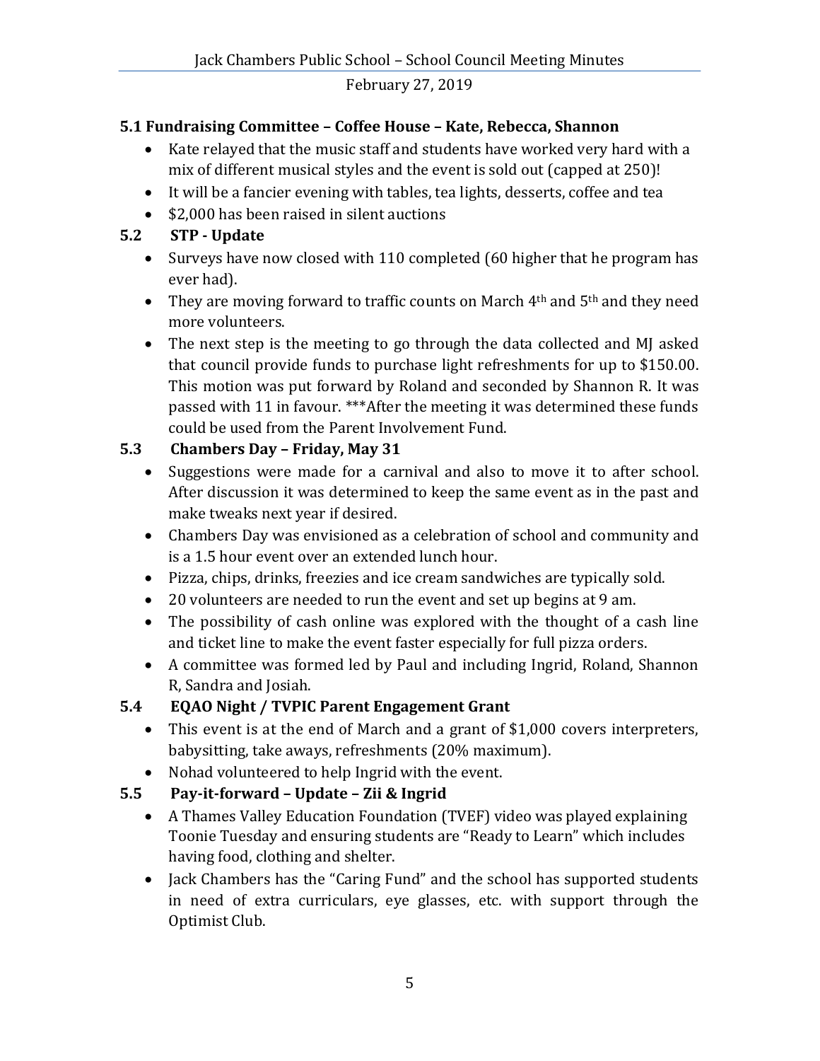### 5.1 Fundraising Committee – Coffee House – Kate, Rebecca, Shannon

- Kate relayed that the music staff and students have worked very hard with a mix of different musical styles and the event is sold out (capped at 250)!
- It will be a fancier evening with tables, tea lights, desserts, coffee and tea
- $2,000 has been raised in silent auctions

### 5.2 STP - Update

- Surveys have now closed with 110 completed (60 higher that he program has ever had).
- They are moving forward to traffic counts on March 4th and 5th and they need more volunteers.
- The next step is the meeting to go through the data collected and MJ asked that council provide funds to purchase light refreshments for up to $150.00. This motion was put forward by Roland and seconded by Shannon R. It was passed with 11 in favour. ***After the meeting it was determined these funds could be used from the Parent Involvement Fund.

### 5.3 Chambers Day – Friday, May 31

- Suggestions were made for a carnival and also to move it to after school. After discussion it was determined to keep the same event as in the past and make tweaks next year if desired.
- Chambers Day was envisioned as a celebration of school and community and is a 1.5 hour event over an extended lunch hour.
- Pizza, chips, drinks, freezies and ice cream sandwiches are typically sold.
- 20 volunteers are needed to run the event and set up begins at 9 am.
- The possibility of cash online was explored with the thought of a cash line and ticket line to make the event faster especially for full pizza orders.
- A committee was formed led by Paul and including Ingrid, Roland, Shannon R, Sandra and Josiah.

### 5.4 EQAO Night / TVPIC Parent Engagement Grant

- This event is at the end of March and a grant of $1,000 covers interpreters, babysitting, take aways, refreshments (20% maximum).
- Nohad volunteered to help Ingrid with the event.

### 5.5 Pay-it-forward – Update – Zii & Ingrid

- A Thames Valley Education Foundation (TVEF) video was played explaining Toonie Tuesday and ensuring students are "Ready to Learn" which includes having food, clothing and shelter.
- Jack Chambers has the "Caring Fund" and the school has supported students in need of extra curriculars, eye glasses, etc. with support through the Optimist Club.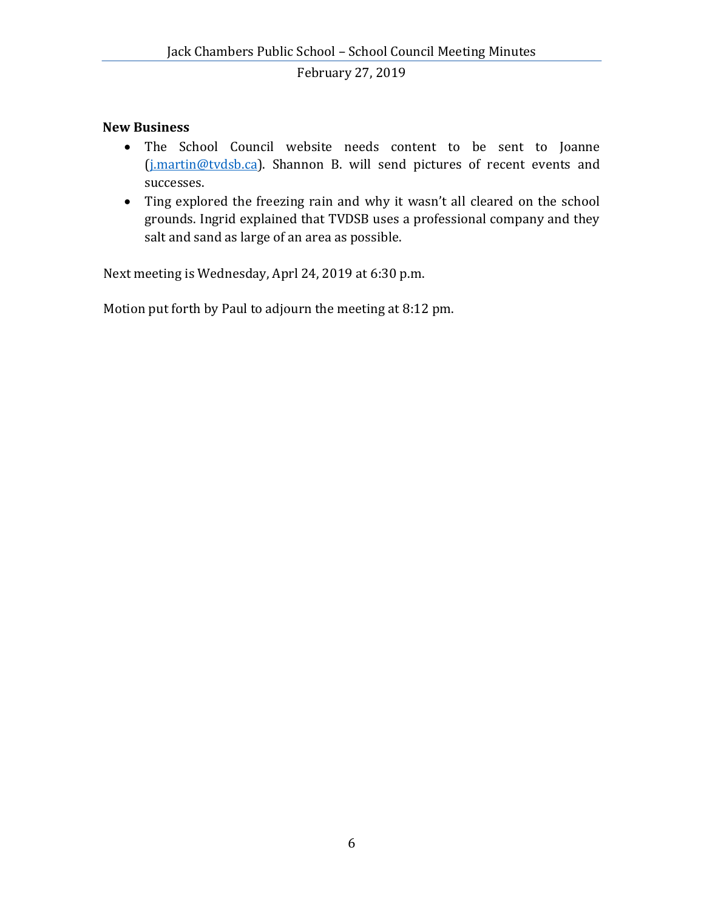**New Business**

- The School Council website needs content to be sent to Joanne (j.martin@tvdsb.ca). Shannon B. will send pictures of recent events and successes.
- Ting explored the freezing rain and why it wasn't all cleared on the school grounds. Ingrid explained that TVDSB uses a professional company and they salt and sand as large of an area as possible.

Next meeting is Wednesday, Aprl 24, 2019 at 6:30 p.m.

Motion put forth by Paul to adjourn the meeting at 8:12 pm.